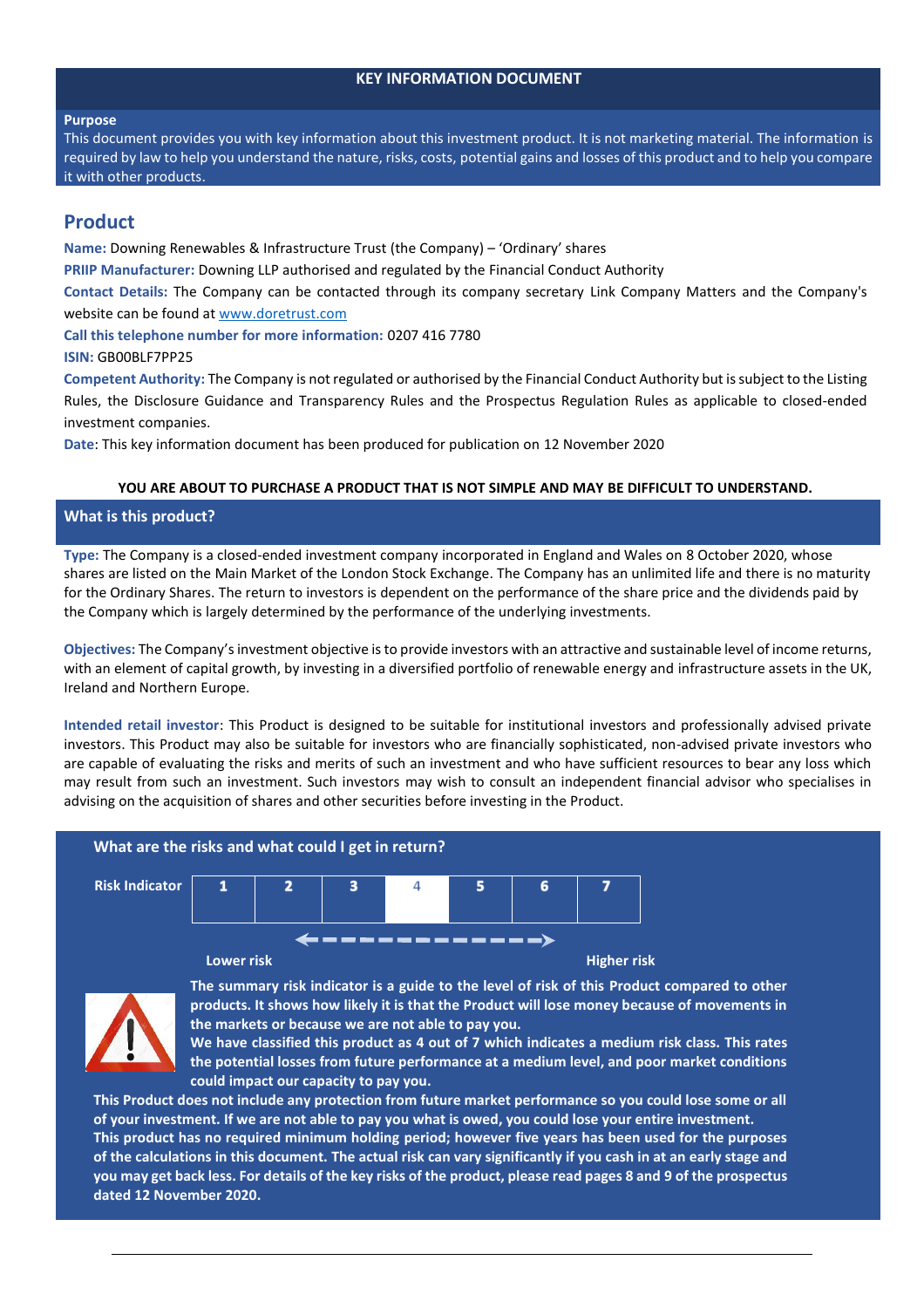# KEY INFORMATION DOCUMENT

**Purpose**

This document provides you with key information about this investment product. It is not marketing material. The information is required by law to help you understand the nature, risks, costs, potential gains and losses of this product and to help you compare it with other products.

## Product

**Name:** Downing Renewables & Infrastructure Trust (the Company) – 'Ordinary' shares

**PRIIP Manufacturer:** Downing LLP authorised and regulated by the Financial Conduct Authority

**Contact Details:** The Company can be contacted through its company secretary Link Company Matters and the Company's website can be found at www.doretrust.com

**Call this telephone number for more information:** 0207 416 7780

**ISIN:** GB00BLF7PP25

**Competent Authority:** The Company is not regulated or authorised by the Financial Conduct Authority but is subject to the Listing Rules, the Disclosure Guidance and Transparency Rules and the Prospectus Regulation Rules as applicable to closed-ended investment companies.

**Date**: This key information document has been produced for publication on 12 November 2020

**YOU ARE ABOUT TO PURCHASE A PRODUCT THAT IS NOT SIMPLE AND MAY BE DIFFICULT TO UNDERSTAND.**

## What is this product?

**Type:** The Company is a closed-ended investment company incorporated in England and Wales on 8 October 2020, whose shares are listed on the Main Market of the London Stock Exchange. The Company has an unlimited life and there is no maturity for the Ordinary Shares. The return to investors is dependent on the performance of the share price and the dividends paid by the Company which is largely determined by the performance of the underlying investments.

**Objectives:** The Company's investment objective is to provide investors with an attractive and sustainable level of income returns, with an element of capital growth, by investing in a diversified portfolio of renewable energy and infrastructure assets in the UK, Ireland and Northern Europe.

**Intended retail investor**: This Product is designed to be suitable for institutional investors and professionally advised private investors. This Product may also be suitable for investors who are financially sophisticated, non-advised private investors who are capable of evaluating the risks and merits of such an investment and who have sufficient resources to bear any loss which may result from such an investment. Such investors may wish to consult an independent financial advisor who specialises in advising on the acquisition of shares and other securities before investing in the Product.

## What are the risks and what could I get in return?

| Risk Indicator | 1 | 2 | 3 | 4 | 5 | 6 | 7 |
|---|---|---|---|---|---|---|---|

Lower risk ← → Higher risk

**The summary risk indicator is a guide to the level of risk of this Product compared to other products. It shows how likely it is that the Product will lose money because of movements in the markets or because we are not able to pay you.**

**We have classified this product as 4 out of 7 which indicates a medium risk class. This rates the potential losses from future performance at a medium level, and poor market conditions could impact our capacity to pay you.**

**This Product does not include any protection from future market performance so you could lose some or all of your investment. If we are not able to pay you what is owed, you could lose your entire investment.**

**This product has no required minimum holding period; however five years has been used for the purposes of the calculations in this document. The actual risk can vary significantly if you cash in at an early stage and you may get back less. For details of the key risks of the product, please read pages 8 and 9 of the prospectus dated 12 November 2020.**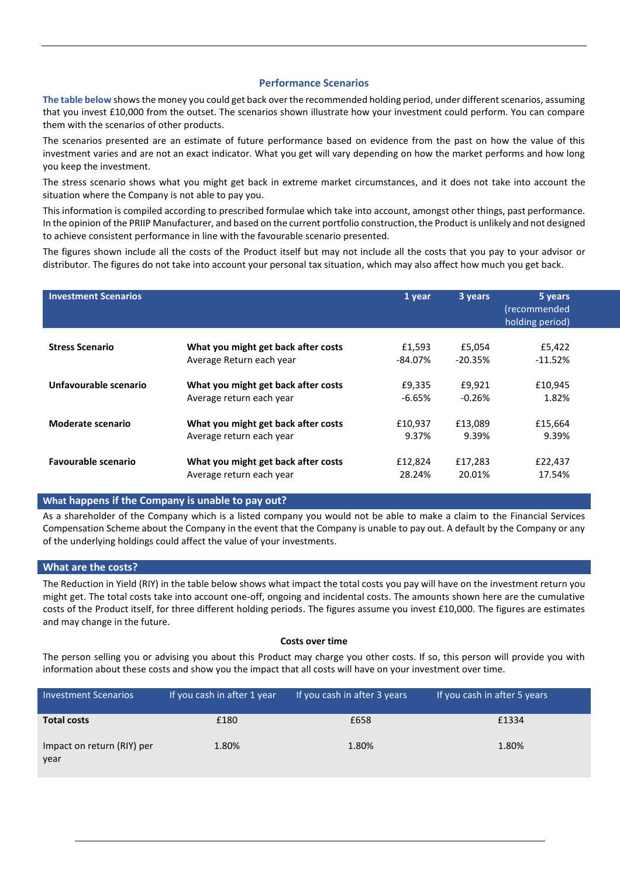## Performance Scenarios

The table below shows the money you could get back over the recommended holding period, under different scenarios, assuming that you invest £10,000 from the outset. The scenarios shown illustrate how your investment could perform. You can compare them with the scenarios of other products.

The scenarios presented are an estimate of future performance based on evidence from the past on how the value of this investment varies and are not an exact indicator. What you get will vary depending on how the market performs and how long you keep the investment.

The stress scenario shows what you might get back in extreme market circumstances, and it does not take into account the situation where the Company is not able to pay you.

This information is compiled according to prescribed formulae which take into account, amongst other things, past performance. In the opinion of the PRIIP Manufacturer, and based on the current portfolio construction, the Product is unlikely and not designed to achieve consistent performance in line with the favourable scenario presented.

The figures shown include all the costs of the Product itself but may not include all the costs that you pay to your advisor or distributor. The figures do not take into account your personal tax situation, which may also affect how much you get back.

| Investment Scenarios | | 1 year | 3 years | 5 years (recommended holding period) |
|---|---|---|---|---|
| **Stress Scenario** | **What you might get back after costs** | £1,593 | £5,054 | £5,422 |
| | Average Return each year | -84.07% | -20.35% | -11.52% |
| **Unfavourable scenario** | **What you might get back after costs** | £9,335 | £9,921 | £10,945 |
| | Average return each year | -6.65% | -0.26% | 1.82% |
| **Moderate scenario** | **What you might get back after costs** | £10,937 | £13,089 | £15,664 |
| | Average return each year | 9.37% | 9.39% | 9.39% |
| **Favourable scenario** | **What you might get back after costs** | £12,824 | £17,283 | £22,437 |
| | Average return each year | 28.24% | 20.01% | 17.54% |

## What happens if the Company is unable to pay out?

As a shareholder of the Company which is a listed company you would not be able to make a claim to the Financial Services Compensation Scheme about the Company in the event that the Company is unable to pay out. A default by the Company or any of the underlying holdings could affect the value of your investments.

## What are the costs?

The Reduction in Yield (RIY) in the table below shows what impact the total costs you pay will have on the investment return you might get. The total costs take into account one-off, ongoing and incidental costs. The amounts shown here are the cumulative costs of the Product itself, for three different holding periods. The figures assume you invest £10,000. The figures are estimates and may change in the future.

### Costs over time

The person selling you or advising you about this Product may charge you other costs. If so, this person will provide you with information about these costs and show you the impact that all costs will have on your investment over time.

| Investment Scenarios | If you cash in after 1 year | If you cash in after 3 years | If you cash in after 5 years |
|---|---|---|---|
| **Total costs** | £180 | £658 | £1334 |
| Impact on return (RIY) per year | 1.80% | 1.80% | 1.80% |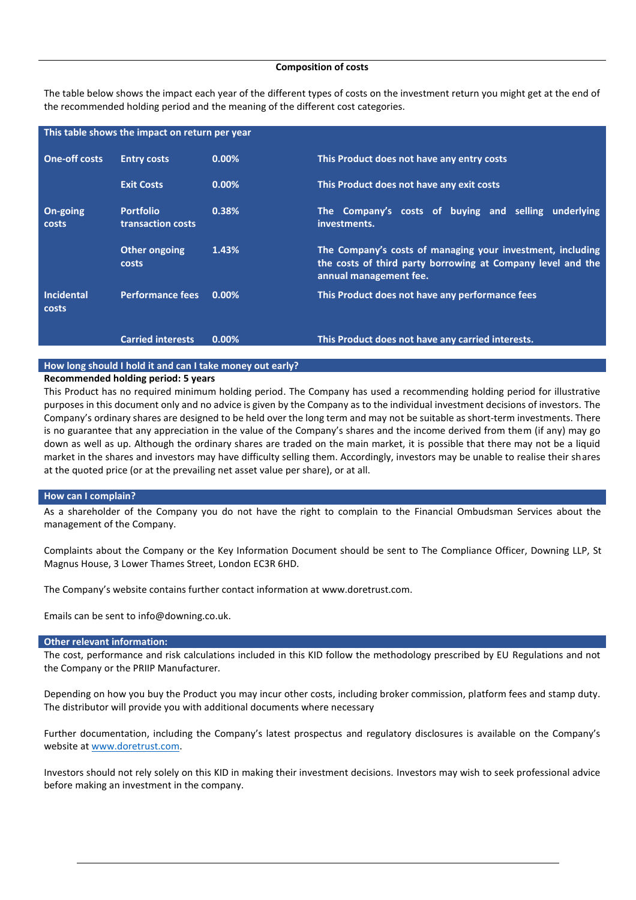## Composition of costs

The table below shows the impact each year of the different types of costs on the investment return you might get at the end of the recommended holding period and the meaning of the different cost categories.

| This table shows the impact on return per year | | | |
|---|---|---|---|
| One-off costs | Entry costs | 0.00% | This Product does not have any entry costs |
| | Exit Costs | 0.00% | This Product does not have any exit costs |
| On-going costs | Portfolio transaction costs | 0.38% | The Company's costs of buying and selling underlying investments. |
| | Other ongoing costs | 1.43% | The Company's costs of managing your investment, including the costs of third party borrowing at Company level and the annual management fee. |
| Incidental costs | Performance fees | 0.00% | This Product does not have any performance fees |
| | Carried interests | 0.00% | This Product does not have any carried interests. |

## How long should I hold it and can I take money out early?

**Recommended holding period: 5 years**

This Product has no required minimum holding period. The Company has used a recommending holding period for illustrative purposes in this document only and no advice is given by the Company as to the individual investment decisions of investors. The Company's ordinary shares are designed to be held over the long term and may not be suitable as short-term investments. There is no guarantee that any appreciation in the value of the Company's shares and the income derived from them (if any) may go down as well as up. Although the ordinary shares are traded on the main market, it is possible that there may not be a liquid market in the shares and investors may have difficulty selling them. Accordingly, investors may be unable to realise their shares at the quoted price (or at the prevailing net asset value per share), or at all.

## How can I complain?

As a shareholder of the Company you do not have the right to complain to the Financial Ombudsman Services about the management of the Company.

Complaints about the Company or the Key Information Document should be sent to The Compliance Officer, Downing LLP, St Magnus House, 3 Lower Thames Street, London EC3R 6HD.

The Company's website contains further contact information at www.doretrust.com.

Emails can be sent to info@downing.co.uk.

## Other relevant information:

The cost, performance and risk calculations included in this KID follow the methodology prescribed by EU Regulations and not the Company or the PRIIP Manufacturer.

Depending on how you buy the Product you may incur other costs, including broker commission, platform fees and stamp duty. The distributor will provide you with additional documents where necessary

Further documentation, including the Company's latest prospectus and regulatory disclosures is available on the Company's website at www.doretrust.com.

Investors should not rely solely on this KID in making their investment decisions. Investors may wish to seek professional advice before making an investment in the company.